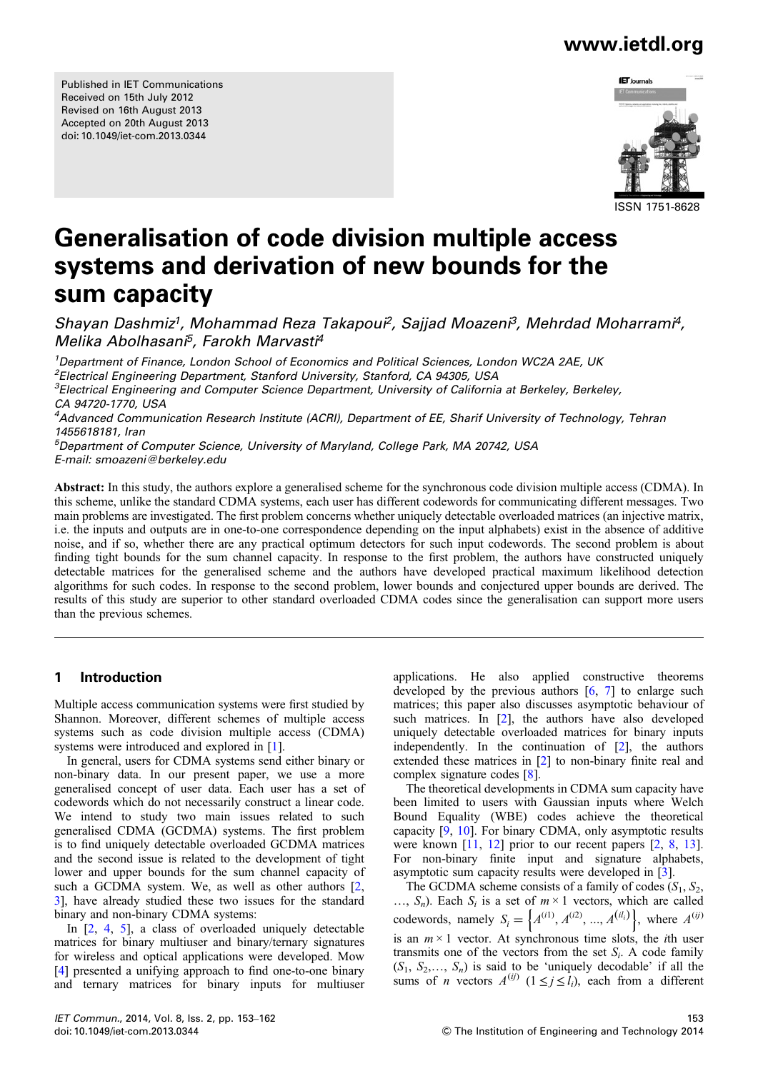Published in IET Communications
Received on 15th July 2012
Revised on 16th August 2013
Accepted on 20th August 2013
doi: 10.1049/iet-com.2013.0344

ISSN 1751-8628

# Generalisation of code division multiple access systems and derivation of new bounds for the sum capacity

*Shayan Dashmiz[1], Mohammad Reza Takapoui[2], Sajjad Moazeni[3], Mehrdad Moharrami[4], Melika Abolhasani[5], Farokh Marvasti[4]*

[1]Department of Finance, London School of Economics and Political Sciences, London WC2A 2AE, UK
[2]Electrical Engineering Department, Stanford University, Stanford, CA 94305, USA
[3]Electrical Engineering and Computer Science Department, University of California at Berkeley, Berkeley, CA 94720-1770, USA
[4]Advanced Communication Research Institute (ACRI), Department of EE, Sharif University of Technology, Tehran 1455618181, Iran
[5]Department of Computer Science, University of Maryland, College Park, MA 20742, USA
E-mail: smoazeni@berkeley.edu

**Abstract:** In this study, the authors explore a generalised scheme for the synchronous code division multiple access (CDMA). In this scheme, unlike the standard CDMA systems, each user has different codewords for communicating different messages. Two main problems are investigated. The first problem concerns whether uniquely detectable overloaded matrices (an injective matrix, i.e. the inputs and outputs are in one-to-one correspondence depending on the input alphabets) exist in the absence of additive noise, and if so, whether there are any practical optimum detectors for such input codewords. The second problem is about finding tight bounds for the sum channel capacity. In response to the first problem, the authors have constructed uniquely detectable matrices for the generalised scheme and the authors have developed practical maximum likelihood detection algorithms for such codes. In response to the second problem, lower bounds and conjectured upper bounds are derived. The results of this study are superior to other standard overloaded CDMA codes since the generalisation can support more users than the previous schemes.

## 1 Introduction

Multiple access communication systems were first studied by Shannon. Moreover, different schemes of multiple access systems such as code division multiple access (CDMA) systems were introduced and explored in [1].

In general, users for CDMA systems send either binary or non-binary data. In our present paper, we use a more generalised concept of user data. Each user has a set of codewords which do not necessarily construct a linear code. We intend to study two main issues related to such generalised CDMA (GCDMA) systems. The first problem is to find uniquely detectable overloaded GCDMA matrices and the second issue is related to the development of tight lower and upper bounds for the sum channel capacity of such a GCDMA system. We, as well as other authors [2, 3], have already studied these two issues for the standard binary and non-binary CDMA systems:

In [2, 4, 5], a class of overloaded uniquely detectable matrices for binary multiuser and binary/ternary signatures for wireless and optical applications were developed. Mow [4] presented a unifying approach to find one-to-one binary and ternary matrices for binary inputs for multiuser applications. He also applied constructive theorems developed by the previous authors [6, 7] to enlarge such matrices; this paper also discusses asymptotic behaviour of such matrices. In [2], the authors have also developed uniquely detectable overloaded matrices for binary inputs independently. In the continuation of [2], the authors extended these matrices in [2] to non-binary finite real and complex signature codes [8].

The theoretical developments in CDMA sum capacity have been limited to users with Gaussian inputs where Welch Bound Equality (WBE) codes achieve the theoretical capacity [9, 10]. For binary CDMA, only asymptotic results were known [11, 12] prior to our recent papers [2, 8, 13]. For non-binary finite input and signature alphabets, asymptotic sum capacity results were developed in [3].

The GCDMA scheme consists of a family of codes $(S_1, S_2, \ldots, S_n)$. Each $S_i$ is a set of $m \times 1$ vectors, which are called codewords, namely $S_i = \left\{A^{(i1)}, A^{(i2)}, \ldots, A^{(il_i)}\right\}$, where $A^{(ij)}$ is an $m \times 1$ vector. At synchronous time slots, the $i$th user transmits one of the vectors from the set $S_i$. A code family $(S_1, S_2, \ldots, S_n)$ is said to be 'uniquely decodable' if all the sums of $n$ vectors $A^{(ij)}$ $(1 \le j \le l_i)$, each from a different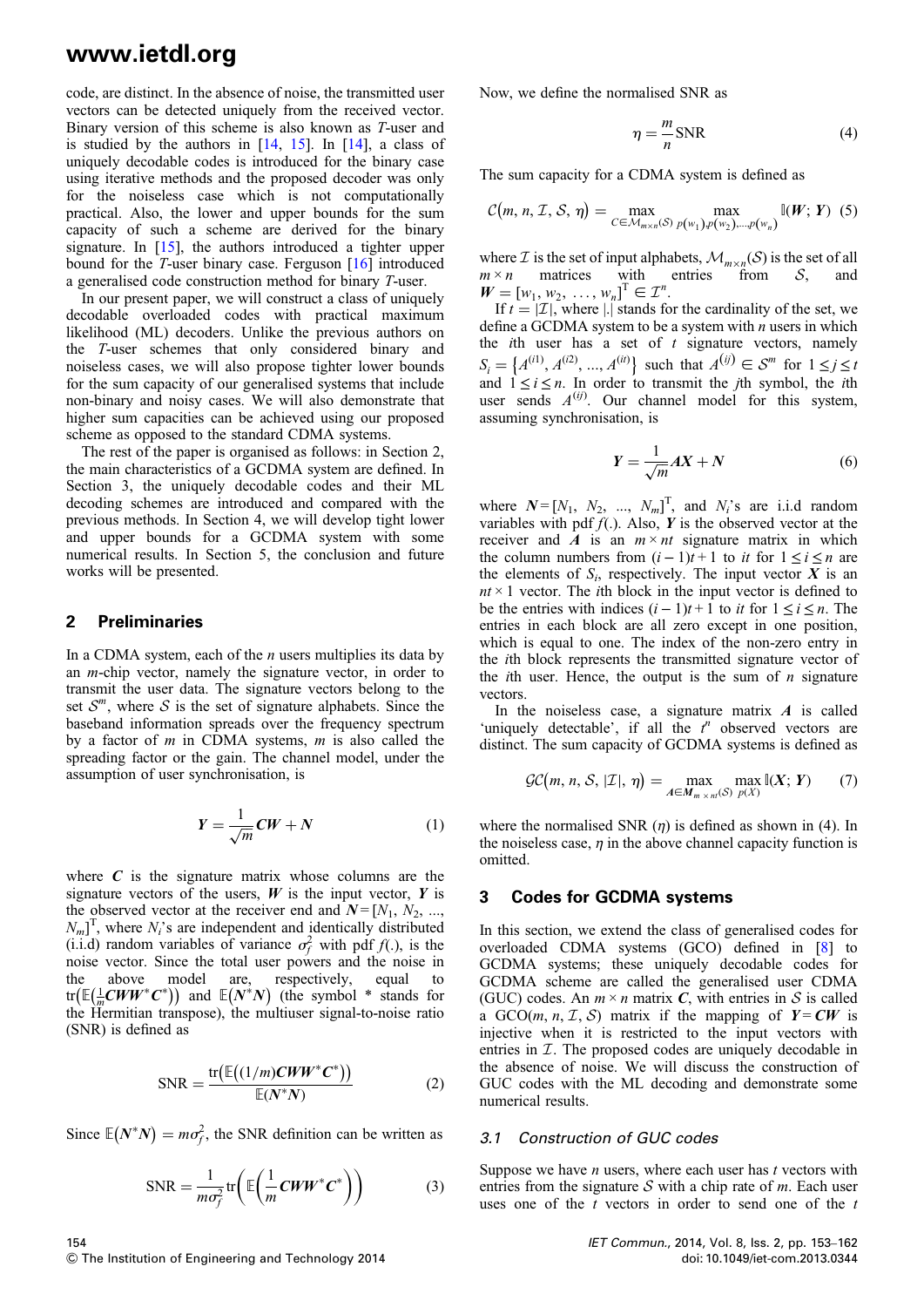code, are distinct. In the absence of noise, the transmitted user vectors can be detected uniquely from the received vector. Binary version of this scheme is also known as $T$-user and is studied by the authors in [14, 15]. In [14], a class of uniquely decodable codes is introduced for the binary case using iterative methods and the proposed decoder was only for the noiseless case which is not computationally practical. Also, the lower and upper bounds for the sum capacity of such a scheme are derived for the binary signature. In [15], the authors introduced a tighter upper bound for the $T$-user binary case. Ferguson [16] introduced a generalised code construction method for binary $T$-user.

In our present paper, we will construct a class of uniquely decodable overloaded codes with practical maximum likelihood (ML) decoders. Unlike the previous authors on the $T$-user schemes that only considered binary and noiseless cases, we will also propose tighter lower bounds for the sum capacity of our generalised systems that include non-binary and noisy cases. We will also demonstrate that higher sum capacities can be achieved using our proposed scheme as opposed to the standard CDMA systems.

The rest of the paper is organised as follows: in Section 2, the main characteristics of a GCDMA system are defined. In Section 3, the uniquely decodable codes and their ML decoding schemes are introduced and compared with the previous methods. In Section 4, we will develop tight lower and upper bounds for a GCDMA system with some numerical results. In Section 5, the conclusion and future works will be presented.

## 2 Preliminaries

In a CDMA system, each of the $n$ users multiplies its data by an $m$-chip vector, namely the signature vector, in order to transmit the user data. The signature vectors belong to the set $\mathcal{S}^m$, where $\mathcal{S}$ is the set of signature alphabets. Since the baseband information spreads over the frequency spectrum by a factor of $m$ in CDMA systems, $m$ is also called the spreading factor or the gain. The channel model, under the assumption of user synchronisation, is

$$\boldsymbol{Y} = \frac{1}{\sqrt{m}}\boldsymbol{C}\boldsymbol{W} + \boldsymbol{N} \tag{1}$$

where $\boldsymbol{C}$ is the signature matrix whose columns are the signature vectors of the users, $\boldsymbol{W}$ is the input vector, $\boldsymbol{Y}$ is the observed vector at the receiver end and $\boldsymbol{N} = [N_1, N_2, \ldots, N_m]^{\mathrm{T}}$, where $N_i$'s are independent and identically distributed (i.i.d) random variables of variance $\sigma_f^2$ with pdf $f(.)$, is the noise vector. Since the total user powers and the noise in the above model are, respectively, equal to $\mathrm{tr}\big(\mathbb{E}\big(\frac{1}{m}\boldsymbol{C}\boldsymbol{W}\boldsymbol{W}^*\boldsymbol{C}^*\big)\big)$ and $\mathbb{E}\big(\boldsymbol{N}^*\boldsymbol{N}\big)$ (the symbol * stands for the Hermitian transpose), the multiuser signal-to-noise ratio (SNR) is defined as

$$\mathrm{SNR} = \frac{\mathrm{tr}\big(\mathbb{E}\big((1/m)\boldsymbol{C}\boldsymbol{W}\boldsymbol{W}^*\boldsymbol{C}^*\big)\big)}{\mathbb{E}(\boldsymbol{N}^*\boldsymbol{N})} \tag{2}$$

Since $\mathbb{E}\big(\boldsymbol{N}^*\boldsymbol{N}\big) = m\sigma_f^2$, the SNR definition can be written as

$$\mathrm{SNR} = \frac{1}{m\sigma_f^2}\mathrm{tr}\left(\mathbb{E}\left(\frac{1}{m}\boldsymbol{C}\boldsymbol{W}\boldsymbol{W}^*\boldsymbol{C}^*\right)\right) \tag{3}$$

Now, we define the normalised SNR as

$$\eta = \frac{m}{n}\mathrm{SNR} \tag{4}$$

The sum capacity for a CDMA system is defined as

$$\mathcal{C}(m, n, \mathcal{I}, \mathcal{S}, \eta) = \max_{C \in \mathcal{M}_{m\times n}(\mathcal{S})} \max_{p(w_1), p(w_2), \ldots, p(w_n)} \mathbb{I}(\boldsymbol{W}; \boldsymbol{Y}) \tag{5}$$

where $\mathcal{I}$ is the set of input alphabets, $\mathcal{M}_{m\times n}(\mathcal{S})$ is the set of all $m \times n$ matrices with entries from $\mathcal{S}$, and $\boldsymbol{W} = [w_1, w_2, \ldots, w_n]^{\mathrm{T}} \in \mathcal{I}^n$.

If $t = |\mathcal{I}|$, where $|.|$ stands for the cardinality of the set, we define a GCDMA system to be a system with $n$ users in which the $i$th user has a set of $t$ signature vectors, namely $S_i = \{A^{(i1)}, A^{(i2)}, \ldots, A^{(it)}\}$ such that $A^{(ij)} \in \mathcal{S}^m$ for $1 \le j \le t$ and $1 \le i \le n$. In order to transmit the $j$th symbol, the $i$th user sends $A^{(ij)}$. Our channel model for this system, assuming synchronisation, is

$$\boldsymbol{Y} = \frac{1}{\sqrt{m}}\boldsymbol{A}\boldsymbol{X} + \boldsymbol{N} \tag{6}$$

where $\boldsymbol{N} = [N_1, N_2, \ldots, N_m]^{\mathrm{T}}$, and $N_i$'s are i.i.d random variables with pdf $f(.)$. Also, $\boldsymbol{Y}$ is the observed vector at the receiver and $\boldsymbol{A}$ is an $m \times nt$ signature matrix in which the column numbers from $(i-1)t+1$ to $it$ for $1 \le i \le n$ are the elements of $S_i$, respectively. The input vector $\boldsymbol{X}$ is an $nt \times 1$ vector. The $i$th block in the input vector is defined to be the entries with indices $(i-1)t+1$ to $it$ for $1 \le i \le n$. The entries in each block are all zero except in one position, which is equal to one. The index of the non-zero entry in the $i$th block represents the transmitted signature vector of the $i$th user. Hence, the output is the sum of $n$ signature vectors.

In the noiseless case, a signature matrix $\boldsymbol{A}$ is called 'uniquely detectable', if all the $t^n$ observed vectors are distinct. The sum capacity of GCDMA systems is defined as

$$\mathcal{GC}(m, n, \mathcal{S}, |\mathcal{I}|, \eta) = \max_{A \in \boldsymbol{M}_{m\times nt}(\mathcal{S})} \max_{p(X)} \mathbb{I}(\boldsymbol{X}; \boldsymbol{Y}) \tag{7}$$

where the normalised SNR ($\eta$) is defined as shown in (4). In the noiseless case, $\eta$ in the above channel capacity function is omitted.

## 3 Codes for GCDMA systems

In this section, we extend the class of generalised codes for overloaded CDMA systems (GCO) defined in [8] to GCDMA systems; these uniquely decodable codes for GCDMA scheme are called the generalised user CDMA (GUC) codes. An $m \times n$ matrix $\boldsymbol{C}$, with entries in $\mathcal{S}$ is called a GCO$(m, n, \mathcal{I}, \mathcal{S})$ matrix if the mapping of $\boldsymbol{Y} = \boldsymbol{C}\boldsymbol{W}$ is injective when it is restricted to the input vectors with entries in $\mathcal{I}$. The proposed codes are uniquely decodable in the absence of noise. We will discuss the construction of GUC codes with the ML decoding and demonstrate some numerical results.

### 3.1 Construction of GUC codes

Suppose we have $n$ users, where each user has $t$ vectors with entries from the signature $\mathcal{S}$ with a chip rate of $m$. Each user uses one of the $t$ vectors in order to send one of the $t$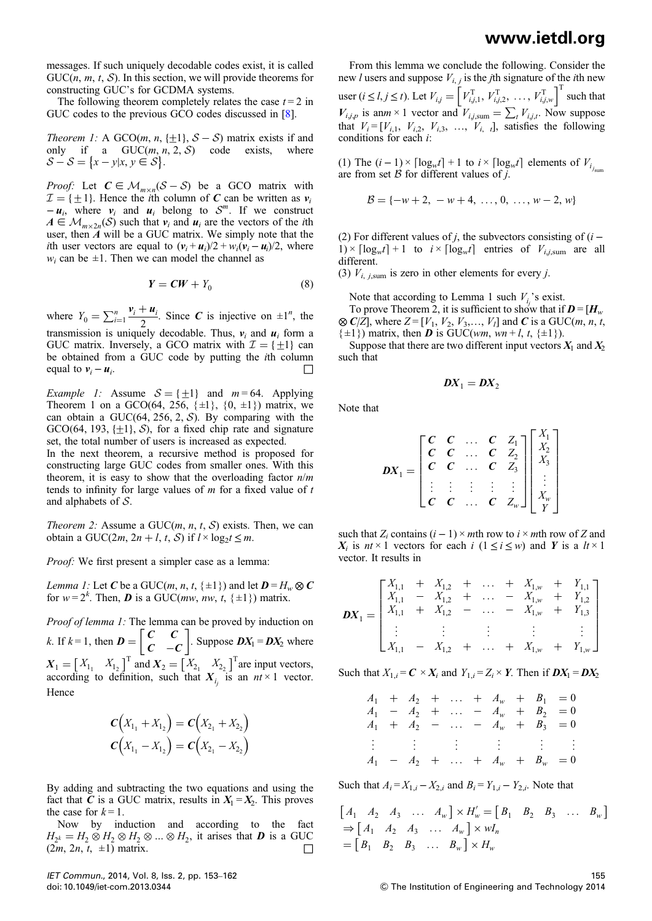messages. If such uniquely decodable codes exist, it is called GUC($n$, $m$, $t$, $\mathcal{S}$). In this section, we will provide theorems for constructing GUC's for GCDMA systems.

The following theorem completely relates the case $t = 2$ in GUC codes to the previous GCO codes discussed in [8].

*Theorem 1:* A GCO($m$, $n$, $\{\pm 1\}$, $\mathcal{S} - \mathcal{S}$) matrix exists if and only if a GUC($m$, $n$, 2, $\mathcal{S}$) code exists, where $\mathcal{S} - \mathcal{S} = \{x - y | x, y \in \mathcal{S}\}$.

*Proof:* Let $\boldsymbol{C} \in \mathcal{M}_{m \times n}(\mathcal{S} - \mathcal{S})$ be a GCO matrix with $\mathcal{I} = \{\pm 1\}$. Hence the $i$th column of $\boldsymbol{C}$ can be written as $\boldsymbol{v}_i - \boldsymbol{u}_i$, where $\boldsymbol{v}_i$ and $\boldsymbol{u}_i$ belong to $\mathcal{S}^m$. If we construct $\boldsymbol{A} \in \mathcal{M}_{m \times 2n}(\mathcal{S})$ such that $\boldsymbol{v}_i$ and $\boldsymbol{u}_i$ are the vectors of the $i$th user, then $\boldsymbol{A}$ will be a GUC matrix. We simply note that the $i$th user vectors are equal to $(\boldsymbol{v}_i + \boldsymbol{u}_i)/2 + w_i(\boldsymbol{v}_i - \boldsymbol{u}_i)/2$, where $w_i$ can be $\pm 1$. Then we can model the channel as

$$\boldsymbol{Y} = \boldsymbol{C}\boldsymbol{W} + Y_0 \tag{8}$$

where $Y_0 = \sum_{i=1}^{n} \frac{\boldsymbol{v}_i + \boldsymbol{u}_i}{2}$. Since $\boldsymbol{C}$ is injective on $\pm 1^n$, the transmission is uniquely decodable. Thus, $\boldsymbol{v}_i$ and $\boldsymbol{u}_i$ form a GUC matrix. Inversely, a GCO matrix with $\mathcal{I} = \{\pm 1\}$ can be obtained from a GUC code by putting the $i$th column equal to $\boldsymbol{v}_i - \boldsymbol{u}_i$. □

*Example 1:* Assume $\mathcal{S} = \{\pm 1\}$ and $m = 64$. Applying Theorem 1 on a GCO(64, 256, $\{\pm 1\}$, $\{0, \pm 1\}$) matrix, we can obtain a GUC(64, 256, 2, $\mathcal{S}$). By comparing with the GCO(64, 193, $\{\pm 1\}$, $\mathcal{S}$), for a fixed chip rate and signature set, the total number of users is increased as expected.

In the next theorem, a recursive method is proposed for constructing large GUC codes from smaller ones. With this theorem, it is easy to show that the overloading factor $n/m$ tends to infinity for large values of $m$ for a fixed value of $t$ and alphabets of $\mathcal{S}$.

*Theorem 2:* Assume a GUC($m$, $n$, $t$, $\mathcal{S}$) exists. Then, we can obtain a GUC($2m$, $2n + l$, $t$, $\mathcal{S}$) if $l \times \log_2 t \leq m$.

*Proof:* We first present a simpler case as a lemma:

*Lemma 1:* Let $\boldsymbol{C}$ be a GUC($m$, $n$, $t$, $\{\pm 1\}$) and let $\boldsymbol{D} = H_w \otimes \boldsymbol{C}$ for $w = 2^k$. Then, $\boldsymbol{D}$ is a GUC($mw$, $nw$, $t$, $\{\pm 1\}$) matrix.

*Proof of lemma 1:* The lemma can be proved by induction on $k$. If $k = 1$, then $\boldsymbol{D} = \begin{bmatrix} \boldsymbol{C} & \boldsymbol{C} \\ \boldsymbol{C} & -\boldsymbol{C} \end{bmatrix}$. Suppose $\boldsymbol{D}\boldsymbol{X}_1 = \boldsymbol{D}\boldsymbol{X}_2$ where $\boldsymbol{X}_1 = \begin{bmatrix} X_{1_1} & X_{1_2} \end{bmatrix}^{\mathrm{T}}$ and $\boldsymbol{X}_2 = \begin{bmatrix} X_{2_1} & X_{2_2} \end{bmatrix}^{\mathrm{T}}$ are input vectors, according to definition, such that $X_{i_j}$ is an $nt \times 1$ vector. Hence

$$\boldsymbol{C}\left(X_{1_1} + X_{1_2}\right) = \boldsymbol{C}\left(X_{2_1} + X_{2_2}\right)$$
$$\boldsymbol{C}\left(X_{1_1} - X_{1_2}\right) = \boldsymbol{C}\left(X_{2_1} - X_{2_2}\right)$$

By adding and subtracting the two equations and using the fact that $\boldsymbol{C}$ is a GUC matrix, results in $\boldsymbol{X}_1 = \boldsymbol{X}_2$. This proves the case for $k = 1$.

Now by induction and according to the fact $H_{2^k} = H_2 \otimes H_2 \otimes H_2 \otimes \ldots \otimes H_2$, it arises that $\boldsymbol{D}$ is a GUC ($2m$, $2n$, $t$, $\pm 1$) matrix. □

From this lemma we conclude the following. Consider the new $l$ users and suppose $V_{i,j}$ is the $j$th signature of the $i$th new user ($i \leq l, j \leq t$). Let $V_{i,j} = \left[ V_{i,j,1}^{\mathrm{T}}, V_{i,j,2}^{\mathrm{T}}, \ldots, V_{i,j,w}^{\mathrm{T}} \right]^{\mathrm{T}}$ such that $\boldsymbol{V}_{i,j,p}$ is an $m \times 1$ vector and $V_{i,j,\mathrm{sum}} = \sum_t V_{i,j,t}$. Now suppose that $V_i = [V_{i,1}, V_{i,2}, V_{i,3}, \ldots, V_{i,t}]$, satisfies the following conditions for each $i$:

(1) The $(i-1) \times \lceil \log_w t \rceil + 1$ to $i \times \lceil \log_w t \rceil$ elements of $V_{i_{j_{\mathrm{sum}}}}$ are from set $\mathcal{B}$ for different values of $j$.

$$\mathcal{B} = \{-w + 2, -w + 4, \ldots, 0, \ldots, w - 2, w\}$$

(2) For different values of $j$, the subvectors consisting of $(i - 1) \times \lceil \log_w t \rceil + 1$ to $i \times \lceil \log_w t \rceil$ entries of $V_{i,j,\mathrm{sum}}$ are all different.

(3) $V_{i,j,\mathrm{sum}}$ is zero in other elements for every $j$.

Note that according to Lemma 1 such $V_{i_j}$'s exist.

To prove Theorem 2, it is sufficient to show that if $\boldsymbol{D} = [\boldsymbol{H}_w \otimes \boldsymbol{C}/Z]$, where $Z = [V_1, V_2, V_3, \ldots, V_l]$ and $\boldsymbol{C}$ is a GUC($m$, $n$, $t$, $\{\pm 1\}$) matrix, then $\boldsymbol{D}$ is GUC($wm$, $wn + l$, $t$, $\{\pm 1\}$).

Suppose that there are two different input vectors $\boldsymbol{X}_1$ and $\boldsymbol{X}_2$ such that

$$\boldsymbol{D}\boldsymbol{X}_1 = \boldsymbol{D}\boldsymbol{X}_2$$

Note that

$$\boldsymbol{D}\boldsymbol{X}_1 = \begin{bmatrix} \boldsymbol{C} & \boldsymbol{C} & \ldots & \boldsymbol{C} & Z_1 \\ \boldsymbol{C} & \boldsymbol{C} & \ldots & \boldsymbol{C} & Z_2 \\ \boldsymbol{C} & \boldsymbol{C} & \ldots & \boldsymbol{C} & Z_3 \\ \vdots & \vdots & \vdots & \vdots & \vdots \\ \boldsymbol{C} & \boldsymbol{C} & \ldots & \boldsymbol{C} & Z_w \end{bmatrix} \begin{bmatrix} X_1 \\ X_2 \\ X_3 \\ \vdots \\ X_w \\ Y \end{bmatrix}$$

such that $Z_i$ contains $(i - 1) \times m$th row to $i \times m$th row of $Z$ and $\boldsymbol{X}_i$ is $nt \times 1$ vectors for each $i$ $(1 \leq i \leq w)$ and $\boldsymbol{Y}$ is a $lt \times 1$ vector. It results in

$$\boldsymbol{D}\boldsymbol{X}_1 = \begin{bmatrix} X_{1,1} & + & X_{1,2} & + & \ldots & + & X_{1,w} & + & Y_{1,1} \\ X_{1,1} & - & X_{1,2} & + & \ldots & - & X_{1,w} & + & Y_{1,2} \\ X_{1,1} & + & X_{1,2} & - & \ldots & - & X_{1,w} & + & Y_{1,3} \\ \vdots & & \vdots & & \vdots & & \vdots & & \vdots \\ X_{1,1} & - & X_{1,2} & + & \ldots & + & X_{1,w} & + & Y_{1,w} \end{bmatrix}$$

Such that $X_{1,i} = \boldsymbol{C} \times \boldsymbol{X}_i$ and $Y_{1,i} = Z_i \times \boldsymbol{Y}$. Then if $\boldsymbol{D}\boldsymbol{X}_1 = \boldsymbol{D}\boldsymbol{X}_2$

$$\begin{matrix} A_1 & + & A_2 & + & \ldots & + & A_w & + & B_1 & = 0 \\ A_1 & - & A_2 & + & \ldots & - & A_w & + & B_2 & = 0 \\ A_1 & + & A_2 & - & \ldots & - & A_w & + & B_3 & = 0 \\ \vdots & & \vdots & & \vdots & & \vdots & & \vdots & \vdots \\ A_1 & - & A_2 & + & \ldots & + & A_w & + & B_w & = 0 \end{matrix}$$

Such that $A_i = X_{1,i} - X_{2,i}$ and $B_i = Y_{1,i} - Y_{2,i}$. Note that

$$\begin{aligned} &\begin{bmatrix} A_1 & A_2 & A_3 & \ldots & A_w \end{bmatrix} \times H_w' = \begin{bmatrix} B_1 & B_2 & B_3 & \ldots & B_w \end{bmatrix} \\ &\Rightarrow \begin{bmatrix} A_1 & A_2 & A_3 & \ldots & A_w \end{bmatrix} \times wI_n \\ &= \begin{bmatrix} B_1 & B_2 & B_3 & \ldots & B_w \end{bmatrix} \times H_w \end{aligned}$$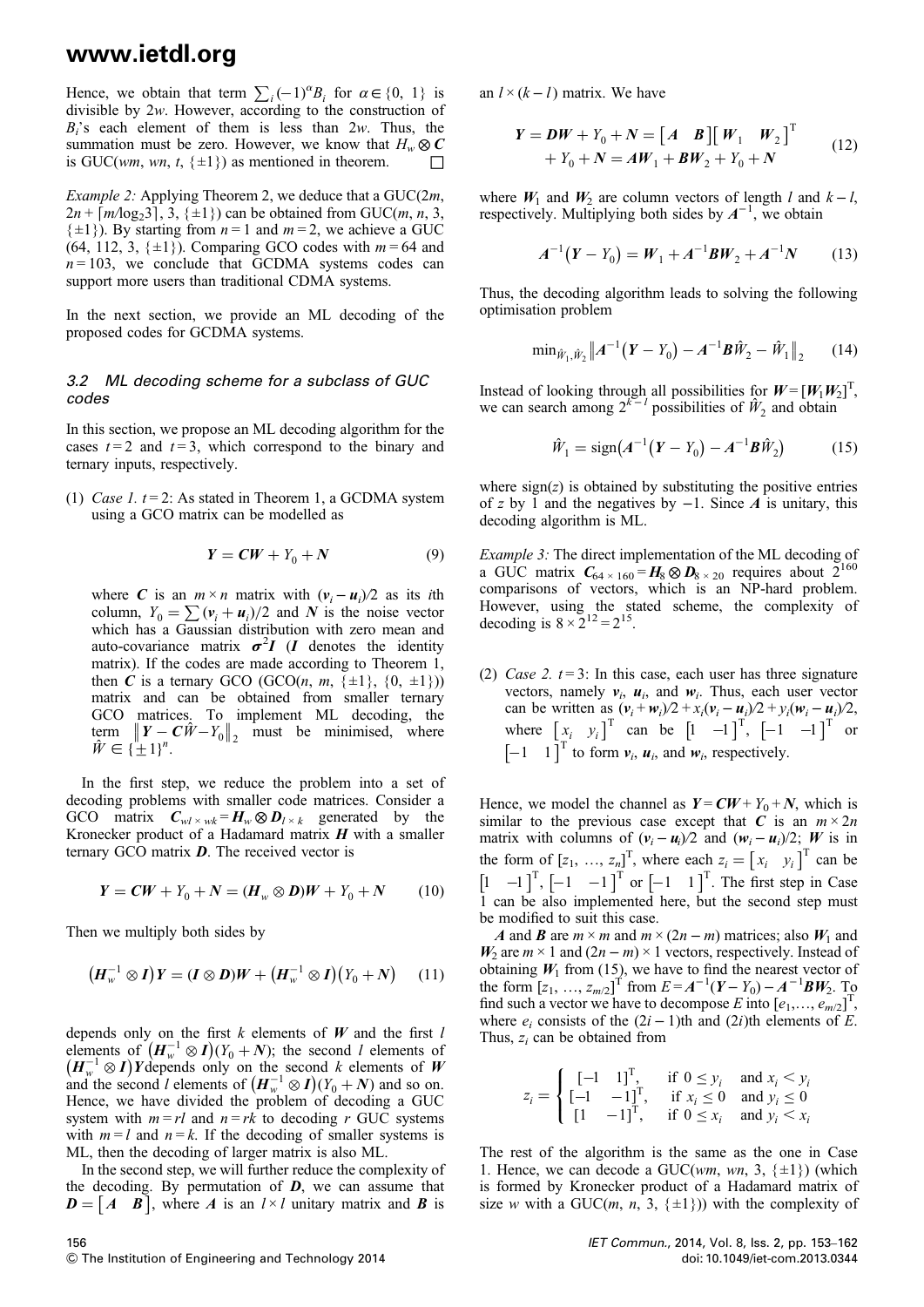Hence, we obtain that term $\sum_i (-1)^\alpha B_i$ for $\alpha \in \{0, 1\}$ is divisible by $2w$. However, according to the construction of $B_i$'s each element of them is less than $2w$. Thus, the summation must be zero. However, we know that $H_w \otimes C$ is GUC($wm$, $wn$, $t$, $\{\pm 1\}$) as mentioned in theorem. □

*Example 2:* Applying Theorem 2, we deduce that a GUC($2m$, $2n + \lceil m/\log_2 3 \rceil$, 3, $\{\pm 1\}$) can be obtained from GUC($m$, $n$, 3, $\{\pm 1\}$). By starting from $n = 1$ and $m = 2$, we achieve a GUC (64, 112, 3, $\{\pm 1\}$). Comparing GCO codes with $m = 64$ and $n = 103$, we conclude that GCDMA systems codes can support more users than traditional CDMA systems.

In the next section, we provide an ML decoding of the proposed codes for GCDMA systems.

### 3.2 ML decoding scheme for a subclass of GUC codes

In this section, we propose an ML decoding algorithm for the cases $t = 2$ and $t = 3$, which correspond to the binary and ternary inputs, respectively.

(1) *Case 1.* $t = 2$: As stated in Theorem 1, a GCDMA system using a GCO matrix can be modelled as

$$Y = CW + Y_0 + N \tag{9}$$

where $C$ is an $m \times n$ matrix with $(v_i - u_i)/2$ as its $i$th column, $Y_0 = \sum (v_i + u_i)/2$ and $N$ is the noise vector which has a Gaussian distribution with zero mean and auto-covariance matrix $\sigma^2 I$ ($I$ denotes the identity matrix). If the codes are made according to Theorem 1, then $C$ is a ternary GCO (GCO($n$, $m$, $\{\pm 1\}$, $\{0, \pm 1\}$)) matrix and can be obtained from smaller ternary GCO matrices. To implement ML decoding, the term $\|Y - C\hat{W} - Y_0\|_2$ must be minimised, where $\hat{W} \in \{\pm 1\}^n$.

In the first step, we reduce the problem into a set of decoding problems with smaller code matrices. Consider a GCO matrix $C_{wl \times wk} = H_w \otimes D_{l \times k}$ generated by the Kronecker product of a Hadamard matrix $H$ with a smaller ternary GCO matrix $D$. The received vector is

$$Y = CW + Y_0 + N = (H_w \otimes D)W + Y_0 + N \tag{10}$$

Then we multiply both sides by

$$\left(H_w^{-1} \otimes I\right)Y = (I \otimes D)W + \left(H_w^{-1} \otimes I\right)\left(Y_0 + N\right) \tag{11}$$

depends only on the first $k$ elements of $W$ and the first $l$ elements of $\left(H_w^{-1} \otimes I\right)(Y_0 + N)$; the second $l$ elements of $\left(H_w^{-1} \otimes I\right)Y$ depends only on the second $k$ elements of $W$ and the second $l$ elements of $\left(H_w^{-1} \otimes I\right)(Y_0 + N)$ and so on. Hence, we have divided the problem of decoding a GUC system with $m = rl$ and $n = rk$ to decoding $r$ GUC systems with $m = l$ and $n = k$. If the decoding of smaller systems is ML, then the decoding of larger matrix is also ML.

In the second step, we will further reduce the complexity of the decoding. By permutation of $D$, we can assume that $D = \begin{bmatrix} A & B \end{bmatrix}$, where $A$ is an $l \times l$ unitary matrix and $B$ is an $l \times (k - l)$ matrix. We have

$$Y = DW + Y_0 + N = \begin{bmatrix} A & B \end{bmatrix}\begin{bmatrix} W_1 & W_2 \end{bmatrix}^{\mathrm{T}} + Y_0 + N = AW_1 + BW_2 + Y_0 + N \tag{12}$$

where $W_1$ and $W_2$ are column vectors of length $l$ and $k - l$, respectively. Multiplying both sides by $A^{-1}$, we obtain

$$A^{-1}\left(Y - Y_0\right) = W_1 + A^{-1}BW_2 + A^{-1}N \tag{13}$$

Thus, the decoding algorithm leads to solving the following optimisation problem

$$\min_{\hat{W}_1, \hat{W}_2} \left\| A^{-1}\left(Y - Y_0\right) - A^{-1}B\hat{W}_2 - \hat{W}_1 \right\|_2 \tag{14}$$

Instead of looking through all possibilities for $W = [W_1 W_2]^{\mathrm{T}}$, we can search among $2^{k-l}$ possibilities of $\hat{W}_2$ and obtain

$$\hat{W}_1 = \operatorname{sign}\left(A^{-1}\left(Y - Y_0\right) - A^{-1}B\hat{W}_2\right) \tag{15}$$

where sign($z$) is obtained by substituting the positive entries of $z$ by 1 and the negatives by $-1$. Since $A$ is unitary, this decoding algorithm is ML.

*Example 3:* The direct implementation of the ML decoding of a GUC matrix $C_{64 \times 160} = H_8 \otimes D_{8 \times 20}$ requires about $2^{160}$ comparisons of vectors, which is an NP-hard problem. However, using the stated scheme, the complexity of decoding is $8 \times 2^{12} = 2^{15}$.

(2) *Case 2.* $t = 3$: In this case, each user has three signature vectors, namely $v_i$, $u_i$, and $w_i$. Thus, each user vector can be written as $(v_i + w_i)/2 + x_i(v_i - u_i)/2 + y_i(w_i - u_i)/2$, where $\begin{bmatrix} x_i & y_i \end{bmatrix}^{\mathrm{T}}$ can be $\begin{bmatrix} 1 & -1 \end{bmatrix}^{\mathrm{T}}$, $\begin{bmatrix} -1 & -1 \end{bmatrix}^{\mathrm{T}}$ or $\begin{bmatrix} -1 & 1 \end{bmatrix}^{\mathrm{T}}$ to form $v_i$, $u_i$, and $w_i$, respectively.

Hence, we model the channel as $Y = CW + Y_0 + N$, which is similar to the previous case except that $C$ is an $m \times 2n$ matrix with columns of $(v_i - u_i)/2$ and $(w_i - u_i)/2$; $W$ is in the form of $[z_1, \ldots, z_n]^{\mathrm{T}}$, where each $z_i = \begin{bmatrix} x_i & y_i \end{bmatrix}^{\mathrm{T}}$ can be $\begin{bmatrix} 1 & -1 \end{bmatrix}^{\mathrm{T}}$, $\begin{bmatrix} -1 & -1 \end{bmatrix}^{\mathrm{T}}$ or $\begin{bmatrix} -1 & 1 \end{bmatrix}^{\mathrm{T}}$. The first step in Case 1 can be also implemented here, but the second step must be modified to suit this case.

$A$ and $B$ are $m \times m$ and $m \times (2n - m)$ matrices; also $W_1$ and $W_2$ are $m \times 1$ and $(2n - m) \times 1$ vectors, respectively. Instead of obtaining $W_1$ from (15), we have to find the nearest vector of the form $[z_1, \ldots, z_{m/2}]^{\mathrm{T}}$ from $E = A^{-1}(Y - Y_0) - A^{-1}BW_2$. To find such a vector we have to decompose $E$ into $[e_1, \ldots, e_{m/2}]^{\mathrm{T}}$, where $e_i$ consists of the $(2i - 1)$th and $(2i)$th elements of $E$. Thus, $z_i$ can be obtained from

$$z_i = \begin{cases} [-1 \quad 1]^{\mathrm{T}}, & \text{if } 0 \le y_i \quad \text{and } x_i < y_i \\ [-1 \quad -1]^{\mathrm{T}}, & \text{if } x_i \le 0 \quad \text{and } y_i \le 0 \\ [1 \quad -1]^{\mathrm{T}}, & \text{if } 0 \le x_i \quad \text{and } y_i < x_i \end{cases}$$

The rest of the algorithm is the same as the one in Case 1. Hence, we can decode a GUC($wm$, $wn$, 3, $\{\pm 1\}$) (which is formed by Kronecker product of a Hadamard matrix of size $w$ with a GUC($m$, $n$, 3, $\{\pm 1\}$)) with the complexity of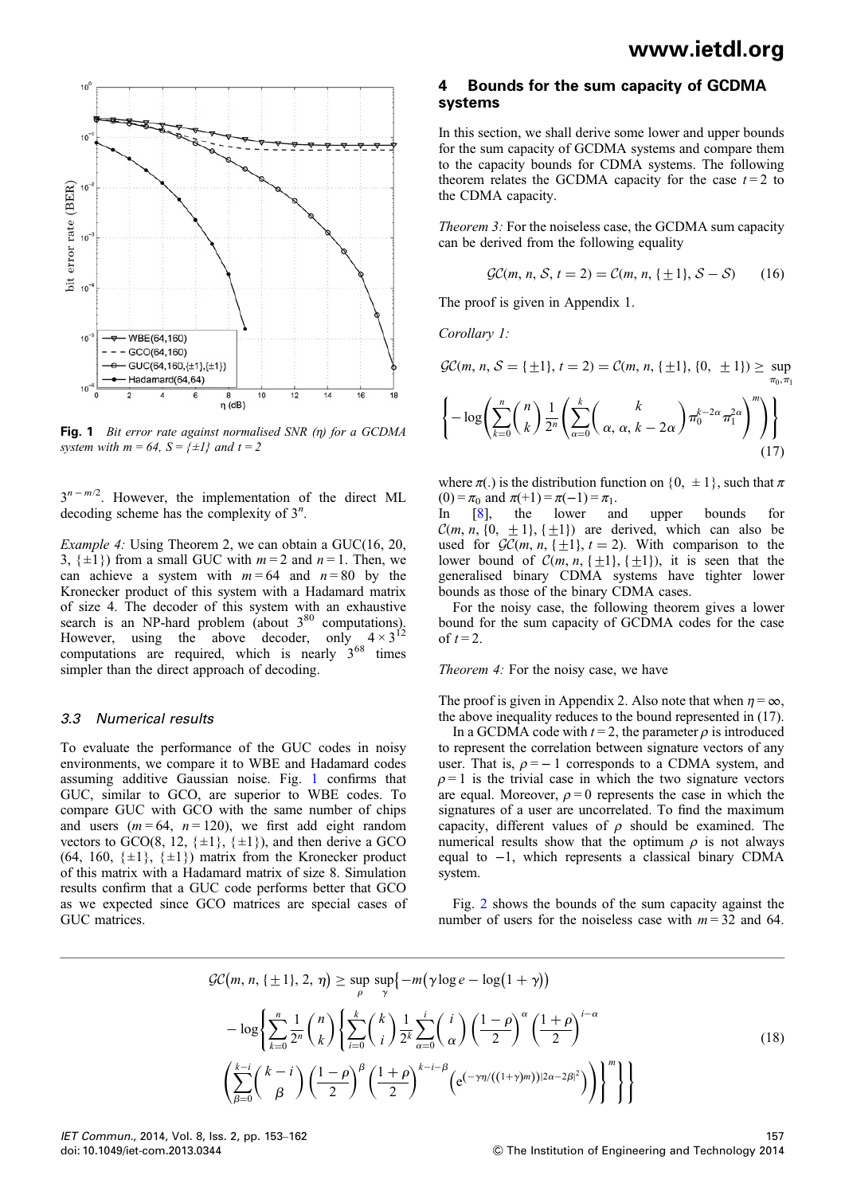Fig. 1 *Bit error rate against normalised SNR (η) for a GCDMA system with m = 64, S = {±1} and t = 2*

$3^{n-m/2}$. However, the implementation of the direct ML decoding scheme has the complexity of $3^n$.

*Example 4:* Using Theorem 2, we can obtain a GUC(16, 20, 3, {±1}) from a small GUC with $m = 2$ and $n = 1$. Then, we can achieve a system with $m = 64$ and $n = 80$ by the Kronecker product of this system with a Hadamard matrix of size 4. The decoder of this system with an exhaustive search is an NP-hard problem (about $3^{80}$ computations). However, using the above decoder, only $4 \times 3^{12}$ computations are required, which is nearly $3^{68}$ times simpler than the direct approach of decoding.

### 3.3 Numerical results

To evaluate the performance of the GUC codes in noisy environments, we compare it to WBE and Hadamard codes assuming additive Gaussian noise. Fig. 1 confirms that GUC, similar to GCO, are superior to WBE codes. To compare GUC with GCO with the same number of chips and users ($m = 64$, $n = 120$), we first add eight random vectors to GCO(8, 12, {±1}, {±1}), and then derive a GCO (64, 160, {±1}, {±1}) matrix from the Kronecker product of this matrix with a Hadamard matrix of size 8. Simulation results confirm that a GUC code performs better that GCO as we expected since GCO matrices are special cases of GUC matrices.

## 4 Bounds for the sum capacity of GCDMA systems

In this section, we shall derive some lower and upper bounds for the sum capacity of GCDMA systems and compare them to the capacity bounds for CDMA systems. The following theorem relates the GCDMA capacity for the case $t = 2$ to the CDMA capacity.

*Theorem 3:* For the noiseless case, the GCDMA sum capacity can be derived from the following equality

$$\mathcal{GC}(m, n, \mathcal{S}, t = 2) = \mathcal{C}(m, n, \{\pm 1\}, \mathcal{S} - \mathcal{S}) \tag{16}$$

The proof is given in Appendix 1.

*Corollary 1:*

$$\mathcal{GC}(m, n, \mathcal{S} = \{\pm 1\}, t = 2) = \mathcal{C}(m, n, \{\pm 1\}, \{0, \pm 1\}) \geq \sup_{\pi_0, \pi_1} \left\{ -\log\left( \sum_{k=0}^{n} \binom{n}{k} \frac{1}{2^n} \left( \sum_{\alpha=0}^{k} \binom{k}{\alpha, \alpha, k-2\alpha} \pi_0^{k-2\alpha} \pi_1^{2\alpha} \right)^m \right) \right\} \tag{17}$$

where $\pi(.)$ is the distribution function on $\{0, \pm 1\}$, such that $\pi(0) = \pi_0$ and $\pi(+1) = \pi(-1) = \pi_1$.

In [8], the lower and upper bounds for $\mathcal{C}(m, n, \{0, \pm 1\}, \{\pm 1\})$ are derived, which can also be used for $\mathcal{GC}(m, n, \{\pm 1\}, t = 2)$. With comparison to the lower bound of $\mathcal{C}(m, n, \{\pm 1\}, \{\pm 1\})$, it is seen that the generalised binary CDMA systems have tighter lower bounds as those of the binary CDMA cases.

For the noisy case, the following theorem gives a lower bound for the sum capacity of GCDMA codes for the case of $t = 2$.

*Theorem 4:* For the noisy case, we have

$$\begin{aligned}
\mathcal{GC}(m, n, \{\pm 1\}, 2, \eta) \geq \sup_{\rho} \sup_{\gamma} \Bigg\{ & -m(\gamma \log e - \log(1 + \gamma)) \\
& - \log\Bigg\{ \sum_{k=0}^{n} \frac{1}{2^n} \binom{n}{k} \Bigg\{ \sum_{i=0}^{k} \binom{k}{i} \frac{1}{2^k} \sum_{\alpha=0}^{i} \binom{i}{\alpha} \left( \frac{1-\rho}{2} \right)^{\alpha} \left( \frac{1+\rho}{2} \right)^{i-\alpha} \\
& \left( \sum_{\beta=0}^{k-i} \binom{k-i}{\beta} \left( \frac{1-\rho}{2} \right)^{\beta} \left( \frac{1+\rho}{2} \right)^{k-i-\beta} \left( \mathrm{e}^{(-\gamma\eta/((1+\gamma)m))|2\alpha - 2\beta|^2} \right) \right) \Bigg\}^m \Bigg\} \Bigg\}
\end{aligned} \tag{18}$$

The proof is given in Appendix 2. Also note that when $\eta = \infty$, the above inequality reduces to the bound represented in (17).

In a GCDMA code with $t = 2$, the parameter $\rho$ is introduced to represent the correlation between signature vectors of any user. That is, $\rho = -1$ corresponds to a CDMA system, and $\rho = 1$ is the trivial case in which the two signature vectors are equal. Moreover, $\rho = 0$ represents the case in which the signatures of a user are uncorrelated. To find the maximum capacity, different values of $\rho$ should be examined. The numerical results show that the optimum $\rho$ is not always equal to $-1$, which represents a classical binary CDMA system.

Fig. 2 shows the bounds of the sum capacity against the number of users for the noiseless case with $m = 32$ and 64.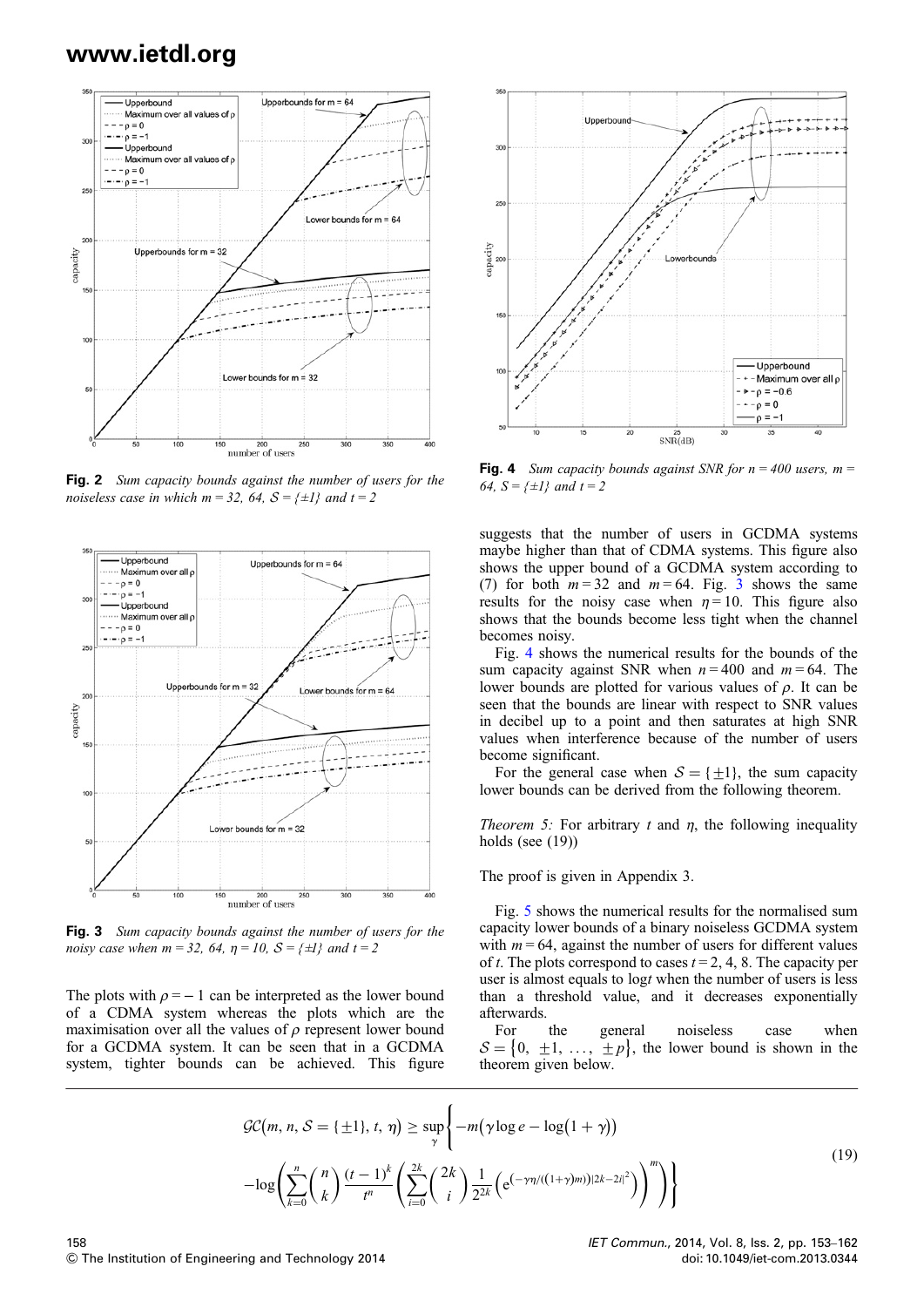Fig. 2 Sum capacity bounds against the number of users for the noiseless case in which $m = 32$, $64$, $\mathcal{S} = \{\pm 1\}$ and $t = 2$

Fig. 3 Sum capacity bounds against the number of users for the noisy case when $m = 32$, $64$, $\eta = 10$, $\mathcal{S} = \{\pm 1\}$ and $t = 2$

The plots with $\rho = -1$ can be interpreted as the lower bound of a CDMA system whereas the plots which are the maximisation over all the values of $\rho$ represent lower bound for a GCDMA system. It can be seen that in a GCDMA system, tighter bounds can be achieved. This figure suggests that the number of users in GCDMA systems maybe higher than that of CDMA systems. This figure also shows the upper bound of a GCDMA system according to (7) for both $m = 32$ and $m = 64$. Fig. 3 shows the same results for the noisy case when $\eta = 10$. This figure also shows that the bounds become less tight when the channel becomes noisy.

Fig. 4 Sum capacity bounds against SNR for $n = 400$ users, $m = 64$, $\mathcal{S} = \{\pm 1\}$ and $t = 2$

Fig. 4 shows the numerical results for the bounds of the sum capacity against SNR when $n = 400$ and $m = 64$. The lower bounds are plotted for various values of $\rho$. It can be seen that the bounds are linear with respect to SNR values in decibel up to a point and then saturates at high SNR values when interference because of the number of users become significant.

For the general case when $\mathcal{S} = \{\pm 1\}$, the sum capacity lower bounds can be derived from the following theorem.

*Theorem 5:* For arbitrary $t$ and $\eta$, the following inequality holds (see (19))

The proof is given in Appendix 3.

Fig. 5 shows the numerical results for the normalised sum capacity lower bounds of a binary noiseless GCDMA system with $m = 64$, against the number of users for different values of $t$. The plots correspond to cases $t = 2$, $4$, $8$. The capacity per user is almost equals to $\log t$ when the number of users is less than a threshold value, and it decreases exponentially afterwards.

For the general noiseless case when $\mathcal{S} = \{0, \pm 1, \ldots, \pm p\}$, the lower bound is shown in the theorem given below.

$$
\begin{aligned}
\mathcal{GC}(m, n, \mathcal{S} = \{\pm 1\}, t, \eta) \geq \sup_{\gamma} \Bigg\{ & -m\big(\gamma \log e - \log(1 + \gamma)\big) \\
& -\log\left( \sum_{k=0}^{n} \binom{n}{k} \frac{(t-1)^k}{t^n} \left( \sum_{i=0}^{2k} \binom{2k}{i} \frac{1}{2^{2k}} \left( e^{\left(-\gamma\eta/((1+\gamma)m)\right)|2k-2i|^2} \right) \right)^m \right) \Bigg\}
\end{aligned} \tag{19}
$$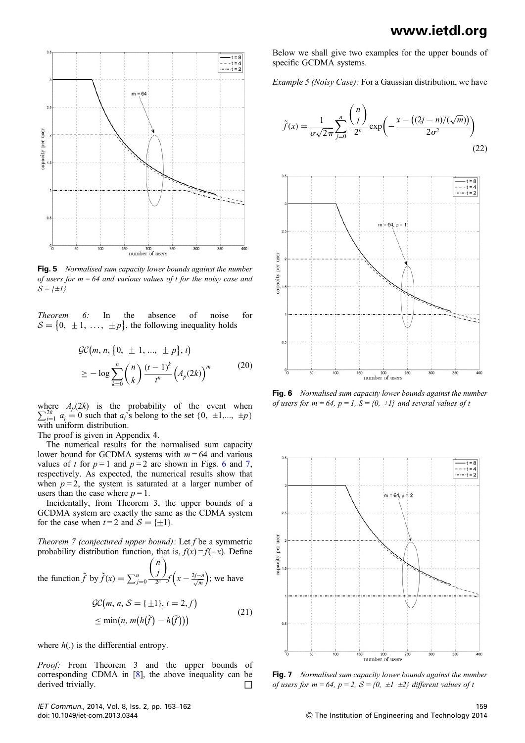**Fig. 5** *Normalised sum capacity lower bounds against the number of users for m = 64 and various values of t for the noisy case and $\mathcal{S} = \{\pm 1\}$*

*Theorem 6:* In the absence of noise for $\mathcal{S} = \{0, \pm 1, \ldots, \pm p\}$, the following inequality holds

$$\mathcal{GC}(m, n, \{0, \pm 1, ..., \pm p\}, t) \geq -\log \sum_{k=0}^{n} \binom{n}{k} \frac{(t-1)^k}{t^n} \left(A_p(2k)\right)^m \tag{20}$$

where $A_p(2k)$ is the probability of the event when $\sum_{i=1}^{2k} a_i = 0$ such that $a_i$'s belong to the set $\{0, \pm 1, ..., \pm p\}$ with uniform distribution.

The proof is given in Appendix 4.

The numerical results for the normalised sum capacity lower bound for GCDMA systems with $m = 64$ and various values of $t$ for $p = 1$ and $p = 2$ are shown in Figs. 6 and 7, respectively. As expected, the numerical results show that when $p = 2$, the system is saturated at a larger number of users than the case where $p = 1$.

Incidentally, from Theorem 3, the upper bounds of a GCDMA system are exactly the same as the CDMA system for the case when $t = 2$ and $\mathcal{S} = \{\pm 1\}$.

*Theorem 7 (conjectured upper bound):* Let $f$ be a symmetric probability distribution function, that is, $f(x) = f(-x)$. Define the function $\tilde{f}$ by $\tilde{f}(x) = \sum_{j=0}^{n} \frac{\binom{n}{j}}{2^n} f\left(x - \frac{2j-n}{\sqrt{m}}\right)$; we have

$$\mathcal{GC}(m, n, \mathcal{S} = \{\pm 1\}, t = 2, f) \leq \min\left(n, m\left(h(\tilde{f}) - h(\tilde{f})\right)\right) \tag{21}$$

where $h(.)$ is the differential entropy.

*Proof:* From Theorem 3 and the upper bounds of corresponding CDMA in [8], the above inequality can be derived trivially. □

Below we shall give two examples for the upper bounds of specific GCDMA systems.

*Example 5 (Noisy Case):* For a Gaussian distribution, we have

$$\tilde{f}(x) = \frac{1}{\sigma\sqrt{2\pi}} \sum_{j=0}^{n} \frac{\binom{n}{j}}{2^n} \exp\left(-\frac{x - \left((2j-n)/(\sqrt{m})\right)}{2\sigma^2}\right) \tag{22}$$

**Fig. 6** *Normalised sum capacity lower bounds against the number of users for m = 64, p = 1, S = {0, ±1} and several values of t*

**Fig. 7** *Normalised sum capacity lower bounds against the number of users for m = 64, p = 2, S = {0, ±1 ±2} different values of t*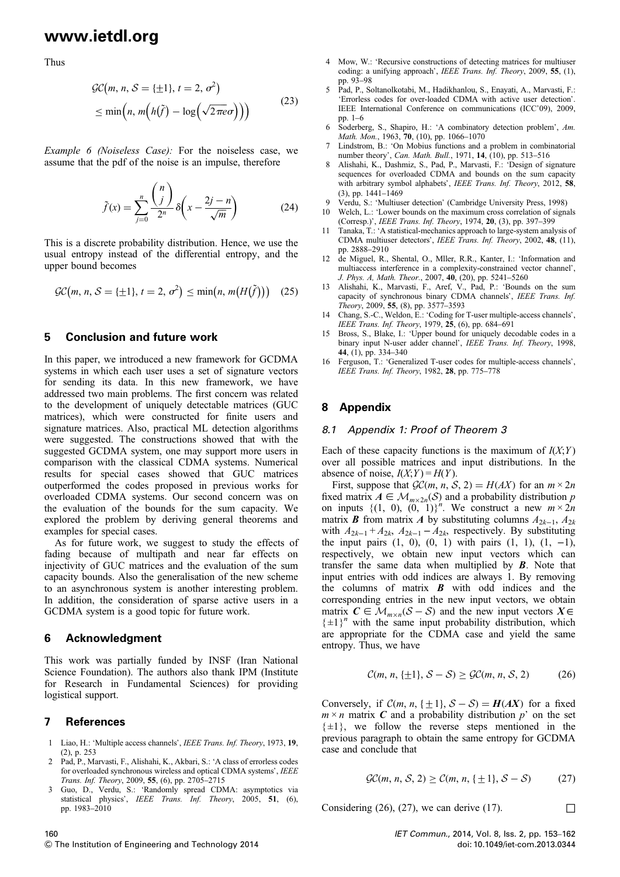Thus

$$\mathcal{GC}\big(m, n, \mathcal{S} = \{\pm 1\}, t = 2, \sigma^2\big) \leq \min\Big(n, m\Big(h(\tilde{f}) - \log\Big(\sqrt{2\pi e}\sigma\Big)\Big)\Big) \tag{23}$$

*Example 6 (Noiseless Case):* For the noiseless case, we assume that the pdf of the noise is an impulse, therefore

$$\tilde{f}(x) = \sum_{j=0}^{n} \frac{\binom{n}{j}}{2^n} \delta\left(x - \frac{2j-n}{\sqrt{m}}\right) \tag{24}$$

This is a discrete probability distribution. Hence, we use the usual entropy instead of the differential entropy, and the upper bound becomes

$$\mathcal{GC}\big(m, n, \mathcal{S} = \{\pm 1\}, t = 2, \sigma^2\big) \leq \min\big(n, m\big(H(\tilde{f})\big)\big) \tag{25}$$

## 5 Conclusion and future work

In this paper, we introduced a new framework for GCDMA systems in which each user uses a set of signature vectors for sending its data. In this new framework, we have addressed two main problems. The first concern was related to the development of uniquely detectable matrices (GUC matrices), which were constructed for finite users and signature matrices. Also, practical ML detection algorithms were suggested. The constructions showed that with the suggested GCDMA system, one may support more users in comparison with the classical CDMA systems. Numerical results for special cases showed that GUC matrices outperformed the codes proposed in previous works for overloaded CDMA systems. Our second concern was on the evaluation of the bounds for the sum capacity. We explored the problem by deriving general theorems and examples for special cases.

As for future work, we suggest to study the effects of fading because of multipath and near far effects on injectivity of GUC matrices and the evaluation of the sum capacity bounds. Also the generalisation of the new scheme to an asynchronous system is another interesting problem. In addition, the consideration of sparse active users in a GCDMA system is a good topic for future work.

## 6 Acknowledgment

This work was partially funded by INSF (Iran National Science Foundation). The authors also thank IPM (Institute for Research in Fundamental Sciences) for providing logistical support.

## 7 References

1. Liao, H.: 'Multiple access channels', *IEEE Trans. Inf. Theory*, 1973, **19**, (2), p. 253
2. Pad, P., Marvasti, F., Alishahi, K., Akbari, S.: 'A class of errorless codes for overloaded synchronous wireless and optical CDMA systems', *IEEE Trans. Inf. Theory*, 2009, **55**, (6), pp. 2705–2715
3. Guo, D., Verdu, S.: 'Randomly spread CDMA: asymptotics via statistical physics', *IEEE Trans. Inf. Theory*, 2005, **51**, (6), pp. 1983–2010
4. Mow, W.: 'Recursive constructions of detecting matrices for multiuser coding: a unifying approach', *IEEE Trans. Inf. Theory*, 2009, **55**, (1), pp. 93–98
5. Pad, P., Soltanolkotabi, M., Hadikhanlou, S., Enayati, A., Marvasti, F.: 'Errorless codes for over-loaded CDMA with active user detection'. IEEE International Conference on communications (ICC'09), 2009, pp. 1–6
6. Soderberg, S., Shapiro, H.: 'A combinatory detection problem', *Am. Math. Mon.*, 1963, **70**, (10), pp. 1066–1070
7. Lindstrom, B.: 'On Mobius functions and a problem in combinatorial number theory', *Can. Math. Bull.*, 1971, **14**, (10), pp. 513–516
8. Alishahi, K., Dashmiz, S., Pad, P., Marvasti, F.: 'Design of signature sequences for overloaded CDMA and bounds on the sum capacity with arbitrary symbol alphabets', *IEEE Trans. Inf. Theory*, 2012, **58**, (3), pp. 1441–1469
9. Verdu, S.: 'Multiuser detection' (Cambridge University Press, 1998)
10. Welch, L.: 'Lower bounds on the maximum cross correlation of signals (Corresp.)', *IEEE Trans. Inf. Theory*, 1974, **20**, (3), pp. 397–399
11. Tanaka, T.: 'A statistical-mechanics approach to large-system analysis of CDMA multiuser detectors', *IEEE Trans. Inf. Theory*, 2002, **48**, (11), pp. 2888–2910
12. de Miguel, R., Shental, O., Mller, R.R., Kanter, I.: 'Information and multiaccess interference in a complexity-constrained vector channel', *J. Phys. A, Math. Theor.*, 2007, **40**, (20), pp. 5241–5260
13. Alishahi, K., Marvasti, F., Aref, V., Pad, P.: 'Bounds on the sum capacity of synchronous binary CDMA channels', *IEEE Trans. Inf. Theory*, 2009, **55**, (8), pp. 3577–3593
14. Chang, S.-C., Weldon, E.: 'Coding for T-user multiple-access channels', *IEEE Trans. Inf. Theory*, 1979, **25**, (6), pp. 684–691
15. Bross, S., Blake, I.: 'Upper bound for uniquely decodable codes in a binary input N-user adder channel', *IEEE Trans. Inf. Theory*, 1998, **44**, (1), pp. 334–340
16. Ferguson, T.: 'Generalized T-user codes for multiple-access channels', *IEEE Trans. Inf. Theory*, 1982, **28**, pp. 775–778

## 8 Appendix

### 8.1 Appendix 1: Proof of Theorem 3

Each of these capacity functions is the maximum of $I(X;Y)$ over all possible matrices and input distributions. In the absence of noise, $I(X;Y) = H(Y)$.

First, suppose that $\mathcal{GC}(m, n, \mathcal{S}, 2) = H(AX)$ for an $m \times 2n$ fixed matrix $\boldsymbol{A} \in \mathcal{M}_{m\times 2n}(\mathcal{S})$ and a probability distribution $p$ on inputs $\{(1, 0), (0, 1)\}^n$. We construct a new $m \times 2n$ matrix $\boldsymbol{B}$ from matrix $\boldsymbol{A}$ by substituting columns $A_{2k-1}$, $A_{2k}$ with $A_{2k-1} + A_{2k}$, $A_{2k-1} - A_{2k}$, respectively. By substituting the input pairs $(1, 0)$, $(0, 1)$ with pairs $(1, 1)$, $(1, -1)$, respectively, we obtain new input vectors which can transfer the same data when multiplied by $\boldsymbol{B}$. Note that input entries with odd indices are always 1. By removing the columns of matrix $\boldsymbol{B}$ with odd indices and the corresponding entries in the new input vectors, we obtain matrix $\boldsymbol{C} \in \mathcal{M}_{m\times n}(\mathcal{S} - \mathcal{S})$ and the new input vectors $\boldsymbol{X} \in \{\pm 1\}^n$ with the same input probability distribution, which are appropriate for the CDMA case and yield the same entropy. Thus, we have

$$\mathcal{C}(m, n, \{\pm 1\}, \mathcal{S} - \mathcal{S}) \geq \mathcal{GC}(m, n, \mathcal{S}, 2) \tag{26}$$

Conversely, if $\mathcal{C}(m, n, \{\pm 1\}, \mathcal{S} - \mathcal{S}) = \boldsymbol{H}(\boldsymbol{AX})$ for a fixed $m \times n$ matrix $\boldsymbol{C}$ and a probability distribution $p'$ on the set $\{\pm 1\}$, we follow the reverse steps mentioned in the previous paragraph to obtain the same entropy for GCDMA case and conclude that

$$\mathcal{GC}(m, n, \mathcal{S}, 2) \geq \mathcal{C}(m, n, \{\pm 1\}, \mathcal{S} - \mathcal{S}) \tag{27}$$

Considering (26), (27), we can derive (17). □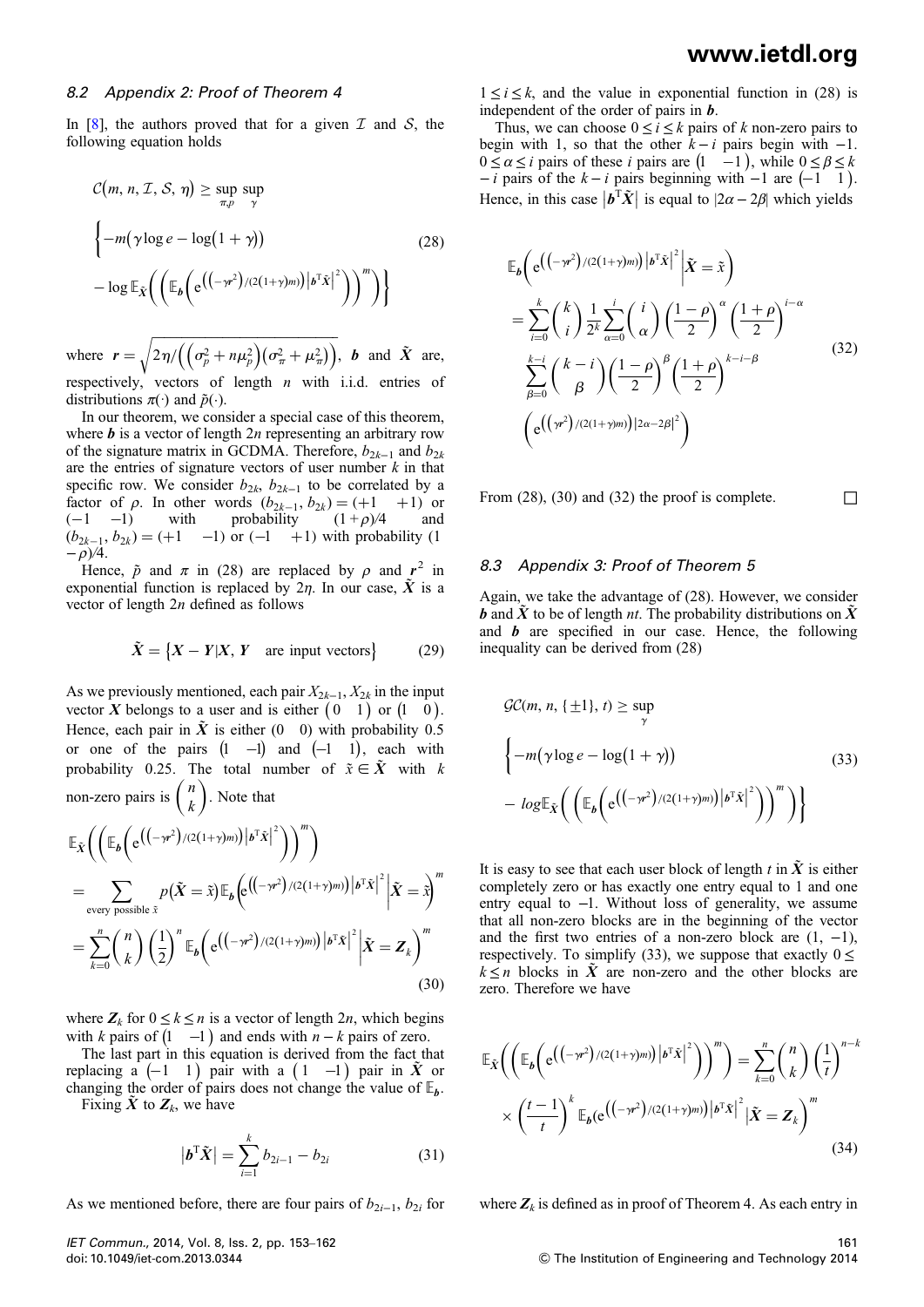### 8.2 Appendix 2: Proof of Theorem 4

In [8], the authors proved that for a given $\mathcal{I}$ and $\mathcal{S}$, the following equation holds

$$
\begin{aligned}
&\mathcal{C}(m, n, \mathcal{I}, \mathcal{S}, \eta) \geq \sup_{\pi, p} \sup_{\gamma} \\
&\left\{ -m(\gamma \log e - \log(1+\gamma)) \right. \\
&\left. - \log \mathbb{E}_{\tilde{X}} \left( \left( \mathbb{E}_{\boldsymbol{b}} \left( e^{\left((-\gamma r^2)/(2(1+\gamma)m)\right) \left| \boldsymbol{b}^{\mathrm{T}} \tilde{X} \right|^2} \right) \right)^m \right) \right\}
\end{aligned} \tag{28}
$$

where $\boldsymbol{r} = \sqrt{2\eta / \left( \left( \sigma_p^2 + n\mu_p^2 \right) \left( \sigma_\pi^2 + \mu_\pi^2 \right) \right)}$, $\boldsymbol{b}$ and $\tilde{\boldsymbol{X}}$ are, respectively, vectors of length $n$ with i.i.d. entries of distributions $\pi(\cdot)$ and $\tilde{p}(\cdot)$.

In our theorem, we consider a special case of this theorem, where $\boldsymbol{b}$ is a vector of length $2n$ representing an arbitrary row of the signature matrix in GCDMA. Therefore, $b_{2k-1}$ and $b_{2k}$ are the entries of signature vectors of user number $k$ in that specific row. We consider $b_{2k}$, $b_{2k-1}$ to be correlated by a factor of $\rho$. In other words $(b_{2k-1}, b_{2k}) = (+1 \quad +1)$ or $(-1 \quad -1)$ with probability $(1+\rho)/4$ and $(b_{2k-1}, b_{2k}) = (+1 \quad -1)$ or $(-1 \quad +1)$ with probability $(1-\rho)/4$.

Hence, $\tilde{p}$ and $\pi$ in (28) are replaced by $\rho$ and $\boldsymbol{r}^2$ in exponential function is replaced by $2\eta$. In our case, $\tilde{\boldsymbol{X}}$ is a vector of length $2n$ defined as follows

$$
\tilde{\boldsymbol{X}} = \{ \boldsymbol{X} - \boldsymbol{Y} | \boldsymbol{X}, \boldsymbol{Y} \quad \text{are input vectors} \} \tag{29}
$$

As we previously mentioned, each pair $X_{2k-1}, X_{2k}$ in the input vector $\boldsymbol{X}$ belongs to a user and is either $(0 \quad 1)$ or $(1 \quad 0)$. Hence, each pair in $\tilde{\boldsymbol{X}}$ is either $(0 \quad 0)$ with probability 0.5 or one of the pairs $(1 \quad -1)$ and $(-1 \quad 1)$, each with probability 0.25. The total number of $\tilde{x} \in \tilde{\boldsymbol{X}}$ with $k$ non-zero pairs is $\binom{n}{k}$. Note that

$$
\begin{aligned}
&\mathbb{E}_{\tilde{X}} \left( \left( \mathbb{E}_{\boldsymbol{b}} \left( e^{\left((-\gamma r^2)/(2(1+\gamma)m)\right) \left| \boldsymbol{b}^{\mathrm{T}} \tilde{X} \right|^2} \right) \right)^m \right) \\
&= \sum_{\text{every possible } \tilde{x}} p(\tilde{\boldsymbol{X}} = \tilde{x}) \mathbb{E}_{\boldsymbol{b}} \left( e^{\left((-\gamma r^2)/(2(1+\gamma)m)\right) \left| \boldsymbol{b}^{\mathrm{T}} \tilde{X} \right|^2} \middle| \tilde{\boldsymbol{X}} = \tilde{x} \right)^m \\
&= \sum_{k=0}^{n} \binom{n}{k} \left( \frac{1}{2} \right)^n \mathbb{E}_{\boldsymbol{b}} \left( e^{\left((-\gamma r^2)/(2(1+\gamma)m)\right) \left| \boldsymbol{b}^{\mathrm{T}} \tilde{X} \right|^2} \middle| \tilde{\boldsymbol{X}} = \boldsymbol{Z}_k \right)^m
\end{aligned} \tag{30}
$$

where $\boldsymbol{Z}_k$ for $0 \leq k \leq n$ is a vector of length $2n$, which begins with $k$ pairs of $(1 \quad -1)$ and ends with $n-k$ pairs of zero.

The last part in this equation is derived from the fact that replacing a $(-1 \quad 1)$ pair with a $(1 \quad -1)$ pair in $\tilde{\boldsymbol{X}}$ or changing the order of pairs does not change the value of $\mathbb{E}_{\boldsymbol{b}}$.

Fixing $\tilde{\boldsymbol{X}}$ to $\boldsymbol{Z}_k$, we have

$$
\left| \boldsymbol{b}^{\mathrm{T}} \tilde{\boldsymbol{X}} \right| = \sum_{i=1}^{k} b_{2i-1} - b_{2i} \tag{31}
$$

As we mentioned before, there are four pairs of $b_{2i-1}$, $b_{2i}$ for $1 \leq i \leq k$, and the value in exponential function in (28) is independent of the order of pairs in $\boldsymbol{b}$.

Thus, we can choose $0 \leq i \leq k$ pairs of $k$ non-zero pairs to begin with 1, so that the other $k-i$ pairs begin with $-1$. $0 \leq \alpha \leq i$ pairs of these $i$ pairs are $(1 \quad -1)$, while $0 \leq \beta \leq k - i$ pairs of the $k-i$ pairs beginning with $-1$ are $(-1 \quad 1)$. Hence, in this case $\left| \boldsymbol{b}^{\mathrm{T}} \tilde{\boldsymbol{X}} \right|$ is equal to $|2\alpha - 2\beta|$ which yields

$$
\begin{aligned}
&\mathbb{E}_{\boldsymbol{b}} \left( e^{\left((-\gamma r^2)/(2(1+\gamma)m)\right) \left| \boldsymbol{b}^{\mathrm{T}} \tilde{X} \right|^2} \middle| \tilde{\boldsymbol{X}} = \tilde{x} \right) \\
&= \sum_{i=0}^{k} \binom{k}{i} \frac{1}{2^k} \sum_{\alpha=0}^{i} \binom{i}{\alpha} \left( \frac{1-\rho}{2} \right)^{\alpha} \left( \frac{1+\rho}{2} \right)^{i-\alpha} \\
&\sum_{\beta=0}^{k-i} \binom{k-i}{\beta} \left( \frac{1-\rho}{2} \right)^{\beta} \left( \frac{1+\rho}{2} \right)^{k-i-\beta} \\
&\left( e^{\left((\gamma r^2)/(2(1+\gamma)m)\right) |2\alpha - 2\beta|^2} \right)
\end{aligned} \tag{32}
$$

From (28), (30) and (32) the proof is complete. □

### 8.3 Appendix 3: Proof of Theorem 5

Again, we take the advantage of (28). However, we consider $\boldsymbol{b}$ and $\tilde{\boldsymbol{X}}$ to be of length $nt$. The probability distributions on $\tilde{\boldsymbol{X}}$ and $\boldsymbol{b}$ are specified in our case. Hence, the following inequality can be derived from (28)

$$
\begin{aligned}
&\mathcal{GC}(m, n, \{\pm 1\}, t) \geq \sup_{\gamma} \\
&\left\{ -m(\gamma \log e - \log(1+\gamma)) \right. \\
&\left. - \log \mathbb{E}_{\tilde{X}} \left( \left( \mathbb{E}_{\boldsymbol{b}} \left( e^{\left((-\gamma r^2)/(2(1+\gamma)m)\right) \left| \boldsymbol{b}^{\mathrm{T}} \tilde{X} \right|^2} \right) \right)^m \right) \right\}
\end{aligned} \tag{33}
$$

It is easy to see that each user block of length $t$ in $\tilde{\boldsymbol{X}}$ is either completely zero or has exactly one entry equal to 1 and one entry equal to $-1$. Without loss of generality, we assume that all non-zero blocks are in the beginning of the vector and the first two entries of a non-zero block are $(1, -1)$, respectively. To simplify (33), we suppose that exactly $0 \leq k \leq n$ blocks in $\tilde{\boldsymbol{X}}$ are non-zero and the other blocks are zero. Therefore we have

$$
\begin{aligned}
&\mathbb{E}_{\tilde{X}} \left( \left( \mathbb{E}_{\boldsymbol{b}} \left( e^{\left((-\gamma r^2)/(2(1+\gamma)m)\right) \left| \boldsymbol{b}^{\mathrm{T}} \tilde{X} \right|^2} \right) \right)^m \right) = \sum_{k=0}^{n} \binom{n}{k} \left( \frac{1}{t} \right)^{n-k} \\
&\times \left( \frac{t-1}{t} \right)^k \mathbb{E}_{\boldsymbol{b}} \left( e^{\left((-\gamma r^2)/(2(1+\gamma)m)\right) \left| \boldsymbol{b}^{\mathrm{T}} \tilde{X} \right|^2} \middle| \tilde{\boldsymbol{X}} = \boldsymbol{Z}_k \right)^m
\end{aligned} \tag{34}
$$

where $\boldsymbol{Z}_k$ is defined as in proof of Theorem 4. As each entry in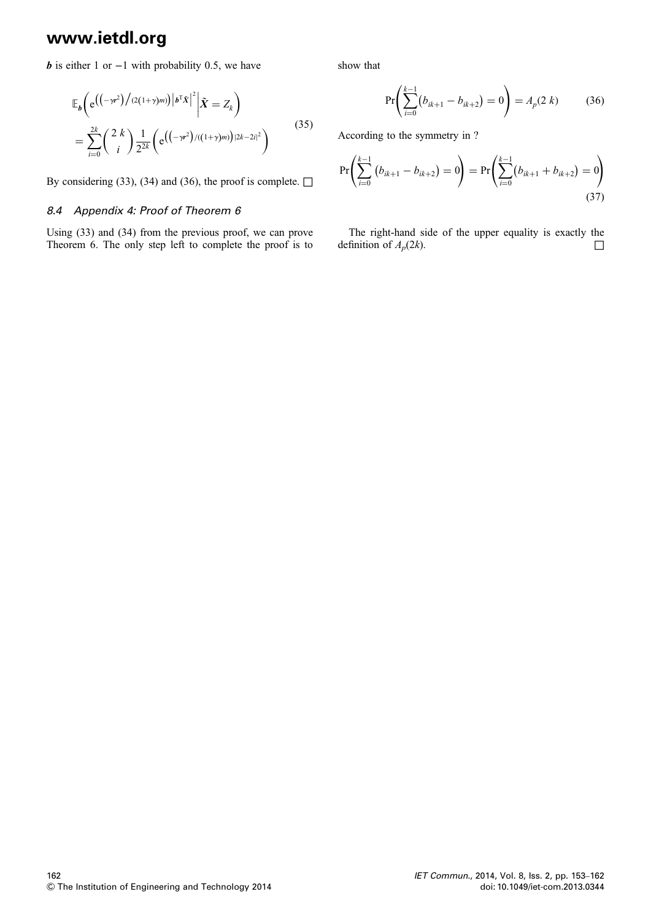$\boldsymbol{b}$ is either 1 or $-1$ with probability 0.5, we have

$$\mathbb{E}_{\boldsymbol{b}}\left(\mathrm{e}^{\left(\left(-\gamma r^2\right)/(2(1+\gamma)m)\right)\left|\boldsymbol{b}^{\mathrm{T}}\tilde{\boldsymbol{X}}\right|^2}\middle|\tilde{\boldsymbol{X}}=Z_k\right) = \sum_{i=0}^{2k}\binom{2\,k}{i}\frac{1}{2^{2k}}\left(\mathrm{e}^{\left(\left(-\gamma r^2\right)/((1+\gamma)m)\right)|2k-2i|^2}\right) \tag{35}$$

By considering (33), (34) and (36), the proof is complete. □

### 8.4 Appendix 4: Proof of Theorem 6

Using (33) and (34) from the previous proof, we can prove Theorem 6. The only step left to complete the proof is to show that

$$\Pr\left(\sum_{i=0}^{k-1}\left(b_{ik+1}-b_{ik+2}\right)=0\right)=A_p(2\,k) \tag{36}$$

According to the symmetry in ?

$$\Pr\left(\sum_{i=0}^{k-1}\left(b_{ik+1}-b_{ik+2}\right)=0\right)=\Pr\left(\sum_{i=0}^{k-1}\left(b_{ik+1}+b_{ik+2}\right)=0\right) \tag{37}$$

The right-hand side of the upper equality is exactly the definition of $A_p(2k)$. □